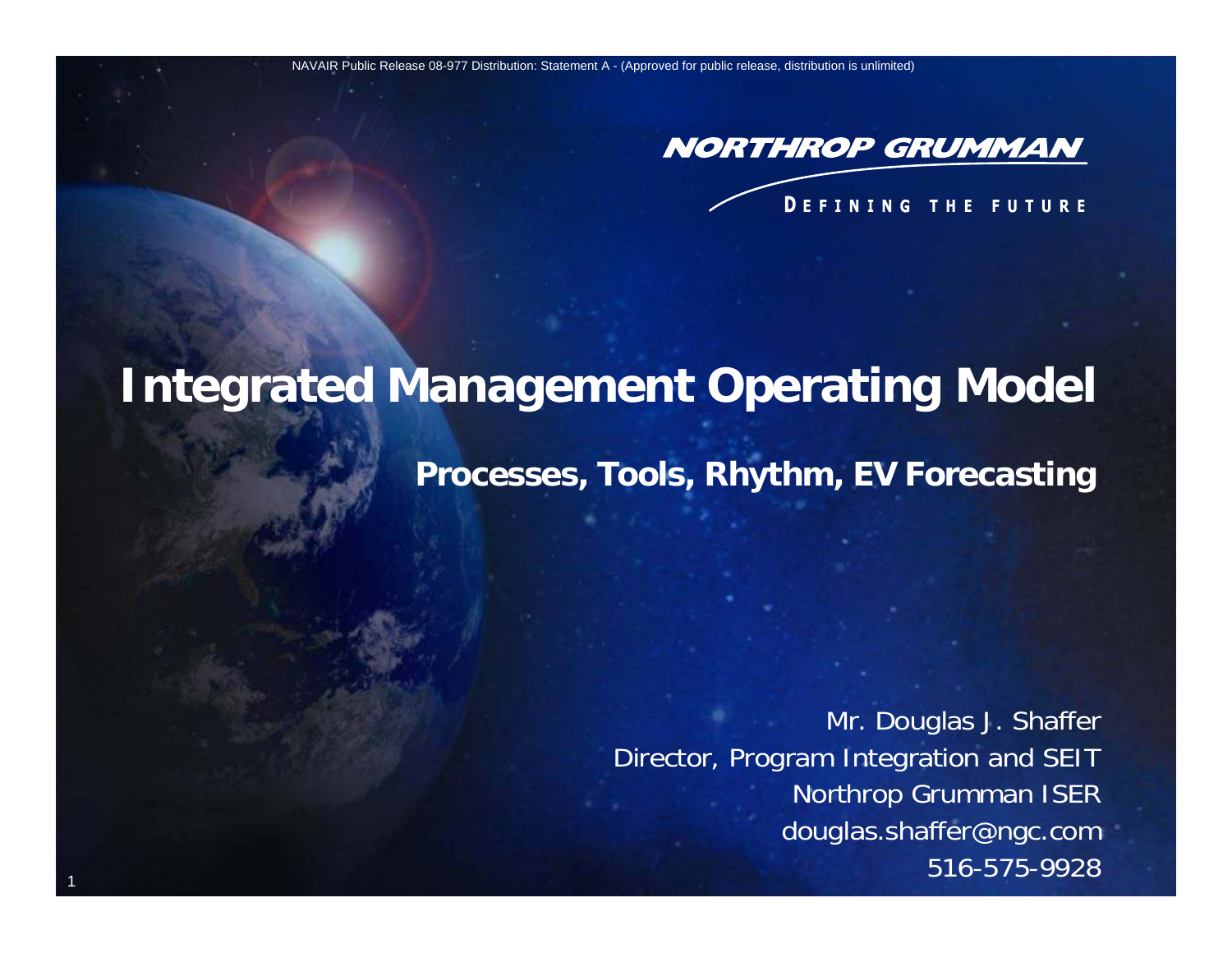NAVAIR Public Release 08-977 Distribution: Statement A - (Approved for public release, distribution is unlimited)

NORTHROP GRUMMAN

DEFINING THE FUTURE

# Integrated Management Operating Model

## Processes, Tools, Rhythm, EV Forecasting

Mr. Douglas J. Shaffer
Director, Program Integration and SEIT
Northrop Grumman ISER
douglas.shaffer@ngc.com
516-575-9928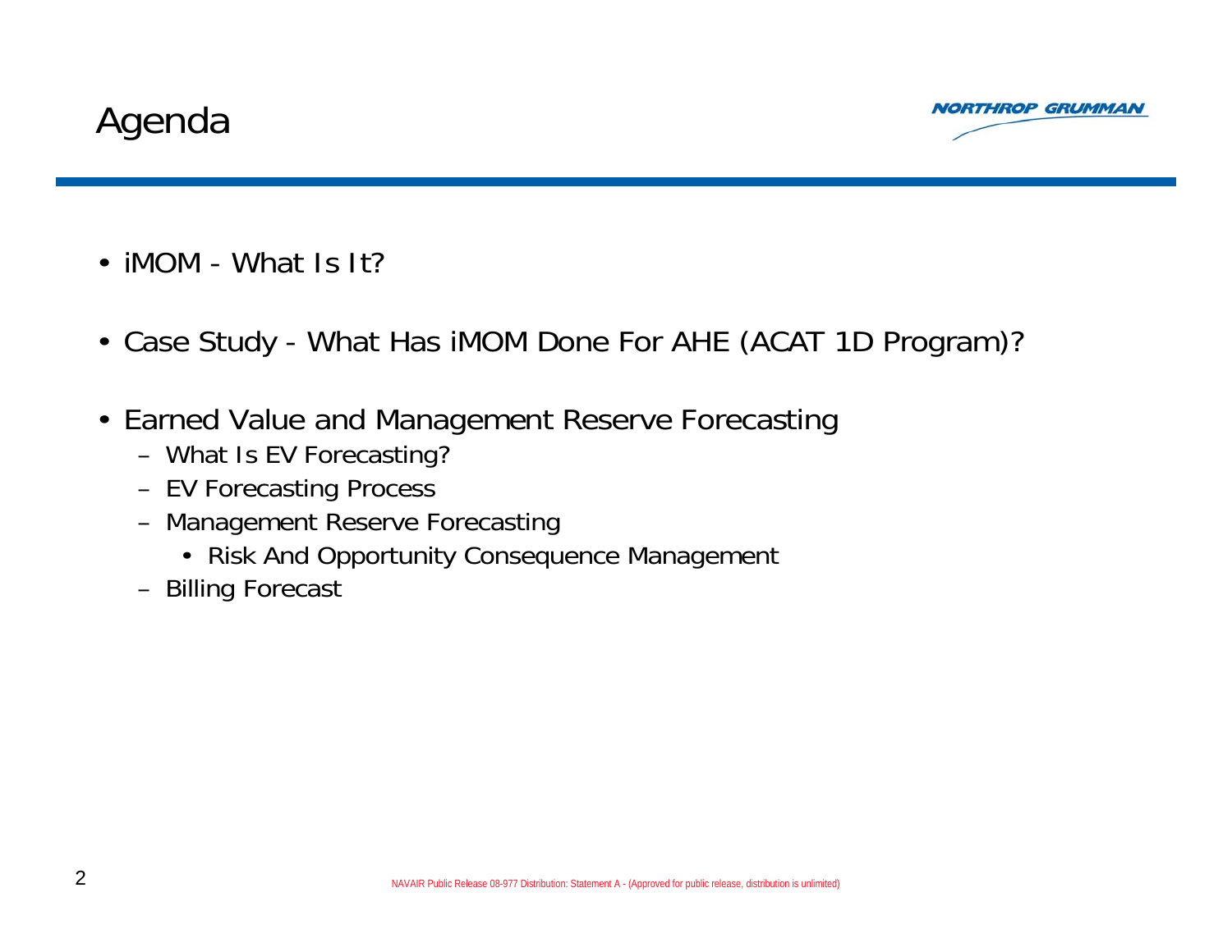# Agenda

- iMOM - What Is It?
- Case Study - What Has iMOM Done For AHE (ACAT 1D Program)?
- Earned Value and Management Reserve Forecasting
  - What Is EV Forecasting?
  - EV Forecasting Process
  - Management Reserve Forecasting
    - Risk And Opportunity Consequence Management
  - Billing Forecast

NAVAIR Public Release 08-977 Distribution: Statement A - (Approved for public release, distribution is unlimited)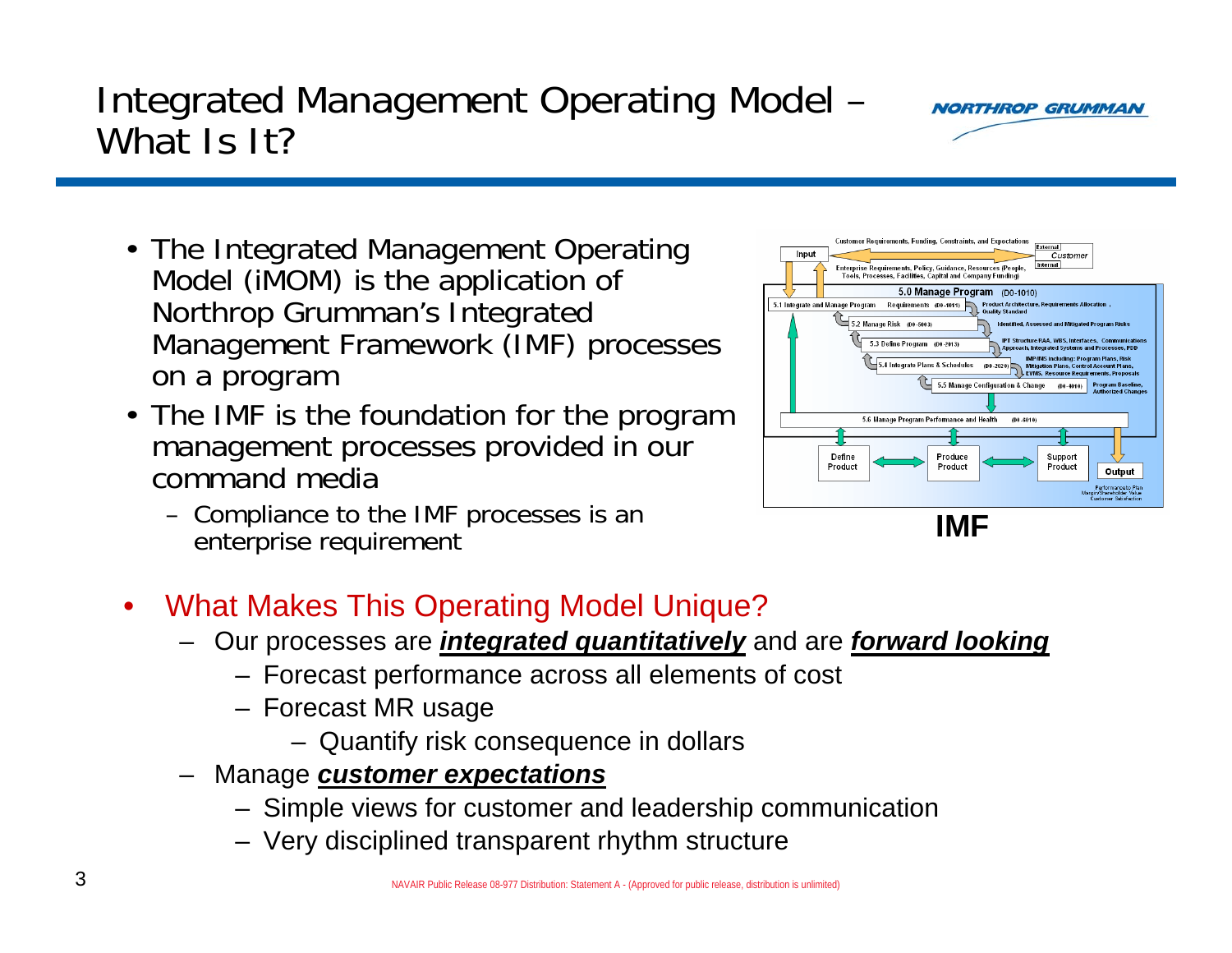# Integrated Management Operating Model – What Is It?

- The Integrated Management Operating Model (iMOM) is the application of Northrop Grumman's Integrated Management Framework (IMF) processes on a program
- The IMF is the foundation for the program management processes provided in our command media
  - Compliance to the IMF processes is an enterprise requirement

Customer Requirements, Funding, Constraints, and Expectations
External
Customer
Internal
Input
Enterprise Requirements, Policy, Guidance, Resources (People, Tools, Processes, Facilities, Capital and Company Funding)
5.0 Manage Program (D0-1010)
5.1 Integrate and Manage Program Requirements (D0-1011)
Product Architecture, Requirements Allocation, Quality Standard
5.2 Manage Risk (D0-5003)
Identified, Assessed and Mitigated Program Risks
5.3 Define Program (D0-2013)
IPT Structure RAA, WBS, Interfaces, Communications Approach, Integrated Systems and Processes, PDD
5.4 Integrate Plans & Schedules (D0-2020)
IMP/IMS including: Program Plans, Risk Mitigation Plans, Control Account Plans, EVMS, Resource Requirements, Proposals
5.5 Manage Configuration & Change (D0-4010)
Program Baseline, Authorized Changes
5.6 Manage Program Performance and Health (D0-6010)
Define Product
Produce Product
Support Product
Output
Performance to Plan
Margin/Shareholder Value
Customer Satisfaction

IMF

- What Makes This Operating Model Unique?
  - Our processes are ***integrated quantitatively*** and are ***forward looking***
    - Forecast performance across all elements of cost
    - Forecast MR usage
      - Quantify risk consequence in dollars
  - Manage ***customer expectations***
    - Simple views for customer and leadership communication
    - Very disciplined transparent rhythm structure

NAVAIR Public Release 08-977 Distribution: Statement A - (Approved for public release, distribution is unlimited)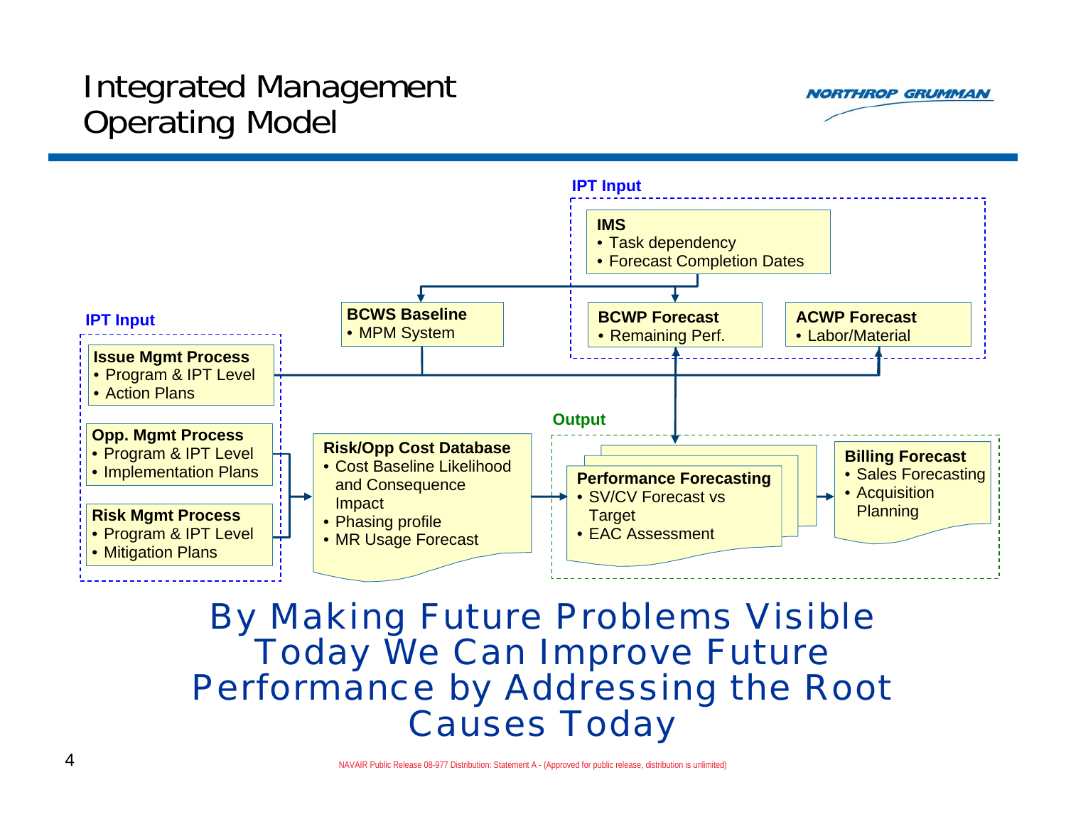# Integrated Management Operating Model

**IPT Input**

**IMS**
- Task dependency
- Forecast Completion Dates

**BCWS Baseline**
- MPM System

**BCWP Forecast**
- Remaining Perf.

**ACWP Forecast**
- Labor/Material

**IPT Input**

**Issue Mgmt Process**
- Program & IPT Level
- Action Plans

**Opp. Mgmt Process**
- Program & IPT Level
- Implementation Plans

**Risk Mgmt Process**
- Program & IPT Level
- Mitigation Plans

**Risk/Opp Cost Database**
- Cost Baseline Likelihood and Consequence Impact
- Phasing profile
- MR Usage Forecast

**Output**

**Performance Forecasting**
- SV/CV Forecast vs Target
- EAC Assessment

**Billing Forecast**
- Sales Forecasting
- Acquisition Planning

## By Making Future Problems Visible Today We Can Improve Future Performance by Addressing the Root Causes Today

NAVAIR Public Release 08-977 Distribution: Statement A - (Approved for public release, distribution is unlimited)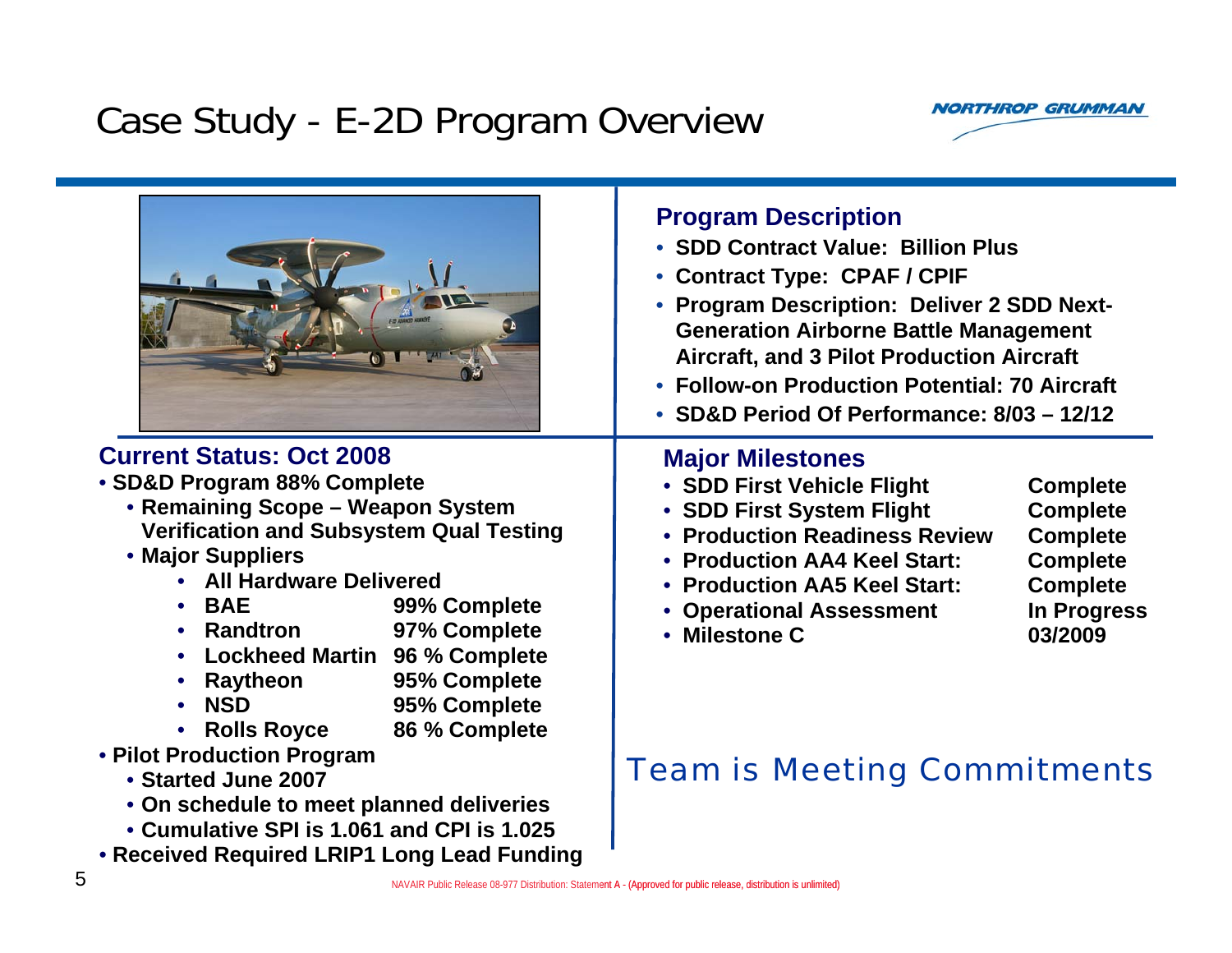# Case Study - E-2D Program Overview

NORTHROP GRUMMAN

## Program Description

- SDD Contract Value: Billion Plus
- Contract Type: CPAF / CPIF
- Program Description: Deliver 2 SDD Next-Generation Airborne Battle Management Aircraft, and 3 Pilot Production Aircraft
- Follow-on Production Potential: 70 Aircraft
- SD&D Period Of Performance: 8/03 – 12/12

## Current Status: Oct 2008

- SD&D Program 88% Complete
  - Remaining Scope – Weapon System Verification and Subsystem Qual Testing
  - Major Suppliers
    - All Hardware Delivered
    - BAE 99% Complete
    - Randtron 97% Complete
    - Lockheed Martin 96 % Complete
    - Raytheon 95% Complete
    - NSD 95% Complete
    - Rolls Royce 86 % Complete
- Pilot Production Program
  - Started June 2007
  - On schedule to meet planned deliveries
  - Cumulative SPI is 1.061 and CPI is 1.025
- Received Required LRIP1 Long Lead Funding

## Major Milestones

| | |
|---|---|
| • SDD First Vehicle Flight | Complete |
| • SDD First System Flight | Complete |
| • Production Readiness Review | Complete |
| • Production AA4 Keel Start: | Complete |
| • Production AA5 Keel Start: | Complete |
| • Operational Assessment | In Progress |
| • Milestone C | 03/2009 |

Team is Meeting Commitments

NAVAIR Public Release 08-977 Distribution: Statement A - (Approved for public release, distribution is unlimited)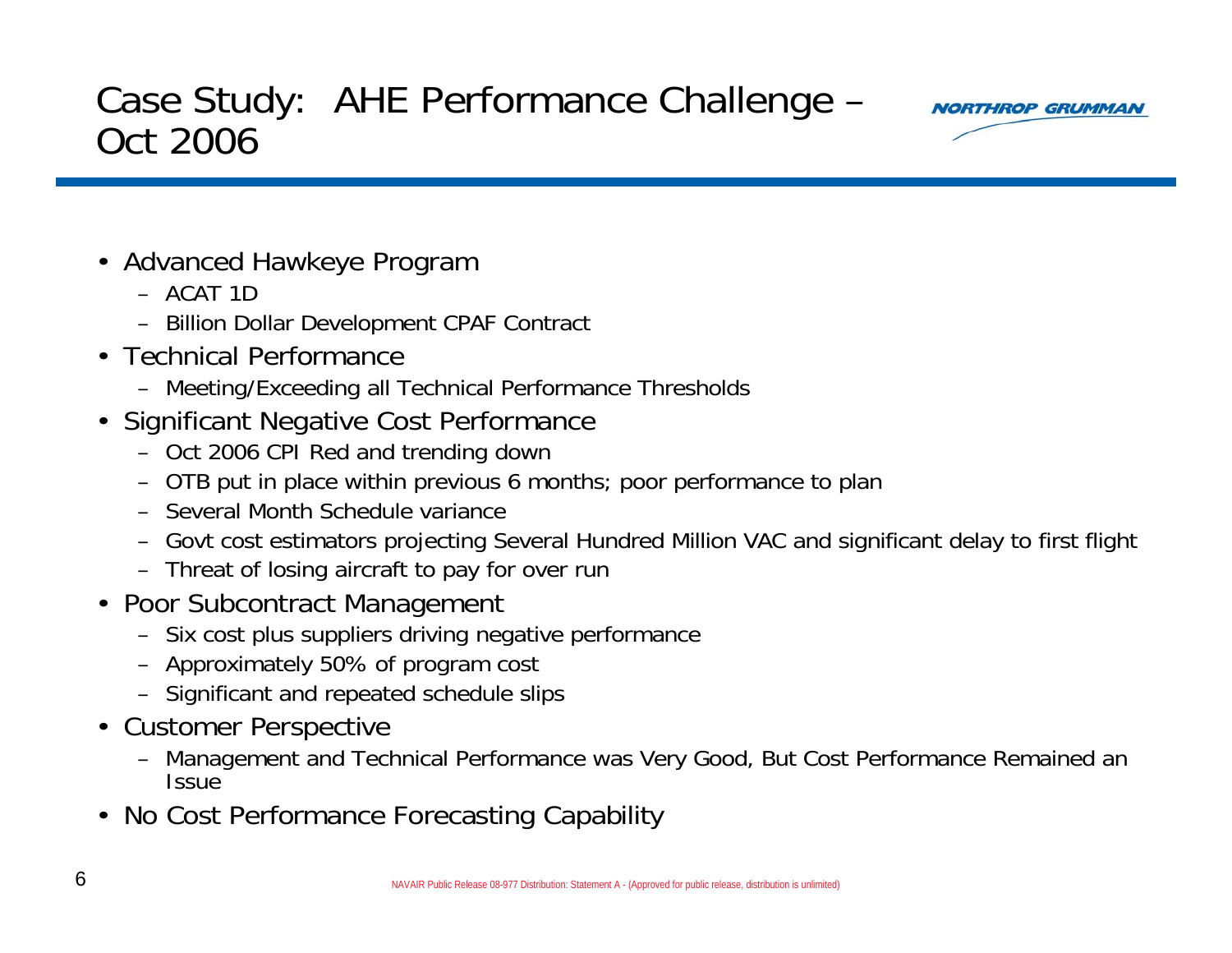# Case Study: AHE Performance Challenge – Oct 2006

NORTHROP GRUMMAN

- Advanced Hawkeye Program
  - ACAT 1D
  - Billion Dollar Development CPAF Contract
- Technical Performance
  - Meeting/Exceeding all Technical Performance Thresholds
- Significant Negative Cost Performance
  - Oct 2006 CPI Red and trending down
  - OTB put in place within previous 6 months; poor performance to plan
  - Several Month Schedule variance
  - Govt cost estimators projecting Several Hundred Million VAC and significant delay to first flight
  - Threat of losing aircraft to pay for over run
- Poor Subcontract Management
  - Six cost plus suppliers driving negative performance
  - Approximately 50% of program cost
  - Significant and repeated schedule slips
- Customer Perspective
  - Management and Technical Performance was Very Good, But Cost Performance Remained an Issue
- No Cost Performance Forecasting Capability

NAVAIR Public Release 08-977 Distribution: Statement A - (Approved for public release, distribution is unlimited)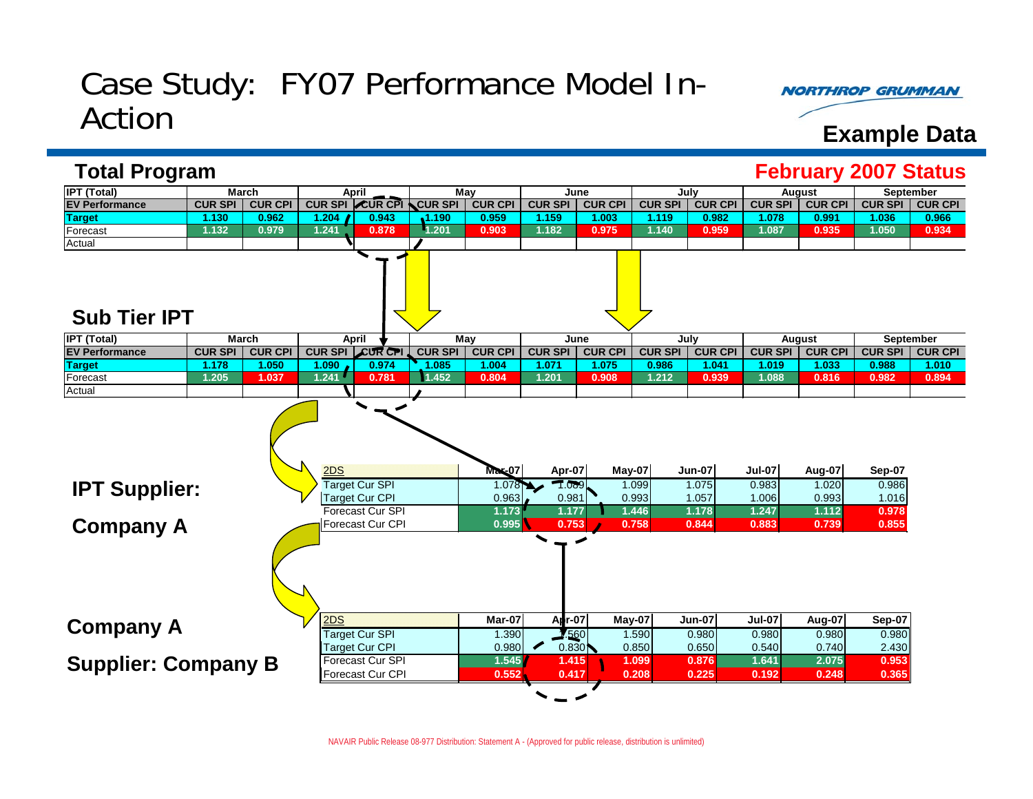# Case Study: FY07 Performance Model In-Action

NORTHROP GRUMMAN

**Example Data**

## Total Program

**February 2007 Status**

| IPT (Total) | March | | April | | May | | June | | July | | August | | September | |
|---|---|---|---|---|---|---|---|---|---|---|---|---|---|---|
| EV Performance | CUR SPI | CUR CPI | CUR SPI | CUR CPI | CUR SPI | CUR CPI | CUR SPI | CUR CPI | CUR SPI | CUR CPI | CUR SPI | CUR CPI | CUR SPI | CUR CPI |
| Target | 1.130 | 0.962 | 1.204 | 0.943 | 1.190 | 0.959 | 1.159 | 1.003 | 1.119 | 0.982 | 1.078 | 0.991 | 1.036 | 0.966 |
| Forecast | 1.132 | 0.979 | 1.241 | 0.878 | 1.201 | 0.903 | 1.182 | 0.975 | 1.140 | 0.959 | 1.087 | 0.935 | 1.050 | 0.934 |
| Actual | | | | | | | | | | | | | | |

## Sub Tier IPT

| IPT (Total) | March | | April | | May | | June | | July | | August | | September | |
|---|---|---|---|---|---|---|---|---|---|---|---|---|---|---|
| EV Performance | CUR SPI | CUR CPI | CUR SPI | CUR CPI | CUR SPI | CUR CPI | CUR SPI | CUR CPI | CUR SPI | CUR CPI | CUR SPI | CUR CPI | CUR SPI | CUR CPI |
| Target | 1.178 | 1.050 | 1.090 | 0.974 | 1.085 | 1.004 | 1.071 | 1.075 | 0.986 | 1.041 | 1.019 | 1.033 | 0.988 | 1.010 |
| Forecast | 1.205 | 1.037 | 1.241 | 0.781 | 1.452 | 0.804 | 1.201 | 0.908 | 1.212 | 0.939 | 1.088 | 0.816 | 0.982 | 0.894 |
| Actual | | | | | | | | | | | | | | |

## IPT Supplier: Company A

| 2DS | Mar-07 | Apr-07 | May-07 | Jun-07 | Jul-07 | Aug-07 | Sep-07 |
|---|---|---|---|---|---|---|---|
| Target Cur SPI | 1.078 | 1.089 | 1.099 | 1.075 | 0.983 | 1.020 | 0.986 |
| Target Cur CPI | 0.963 | 0.981 | 0.993 | 1.057 | 1.006 | 0.993 | 1.016 |
| Forecast Cur SPI | 1.173 | 1.177 | 1.446 | 1.178 | 1.247 | 1.112 | 0.978 |
| Forecast Cur CPI | 0.995 | 0.753 | 0.758 | 0.844 | 0.883 | 0.739 | 0.855 |

## Company A Supplier: Company B

| 2DS | Mar-07 | Apr-07 | May-07 | Jun-07 | Jul-07 | Aug-07 | Sep-07 |
|---|---|---|---|---|---|---|---|
| Target Cur SPI | 1.390 | 1.560 | 1.590 | 0.980 | 0.980 | 0.980 | 0.980 |
| Target Cur CPI | 0.980 | 0.830 | 0.850 | 0.650 | 0.540 | 0.740 | 2.430 |
| Forecast Cur SPI | 1.545 | 1.415 | 1.099 | 0.876 | 1.641 | 2.075 | 0.953 |
| Forecast Cur CPI | 0.552 | 0.417 | 0.208 | 0.225 | 0.192 | 0.248 | 0.365 |

NAVAIR Public Release 08-977 Distribution: Statement A - (Approved for public release, distribution is unlimited)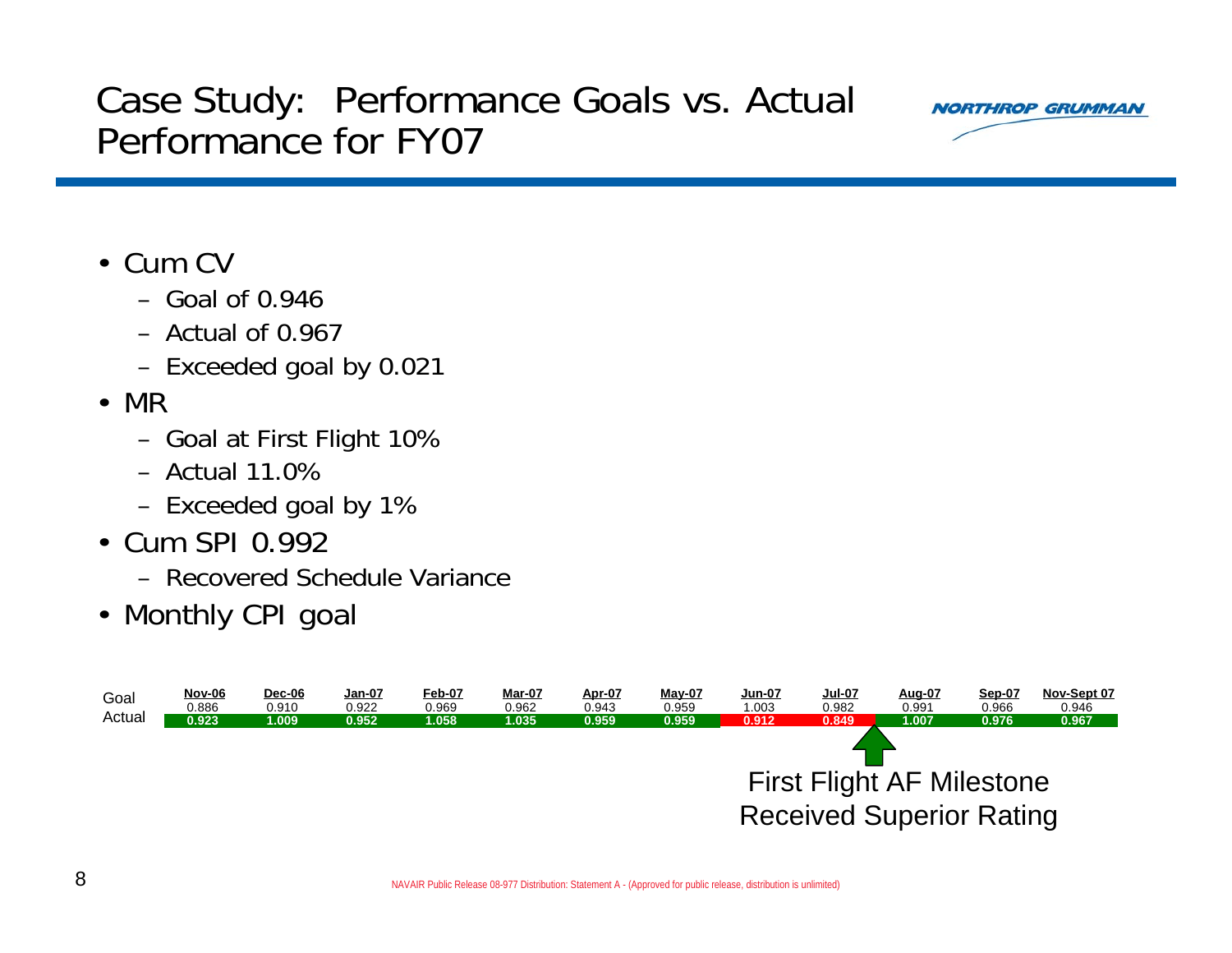# Case Study: Performance Goals vs. Actual Performance for FY07

NORTHROP GRUMMAN

- Cum CV
  - Goal of 0.946
  - Actual of 0.967
  - Exceeded goal by 0.021
- MR
  - Goal at First Flight 10%
  - Actual 11.0%
  - Exceeded goal by 1%
- Cum SPI 0.992
  - Recovered Schedule Variance
- Monthly CPI goal

| | Nov-06 | Dec-06 | Jan-07 | Feb-07 | Mar-07 | Apr-07 | May-07 | Jun-07 | Jul-07 | Aug-07 | Sep-07 | Nov-Sept 07 |
|---|---|---|---|---|---|---|---|---|---|---|---|---|
| Goal | 0.886 | 0.910 | 0.922 | 0.969 | 0.962 | 0.943 | 0.959 | 1.003 | 0.982 | 0.991 | 0.966 | 0.946 |
| Actual | 0.923 | 1.009 | 0.952 | 1.058 | 1.035 | 0.959 | 0.959 | 0.912 | 0.849 | 1.007 | 0.976 | 0.967 |

First Flight AF Milestone Received Superior Rating

NAVAIR Public Release 08-977 Distribution: Statement A - (Approved for public release, distribution is unlimited)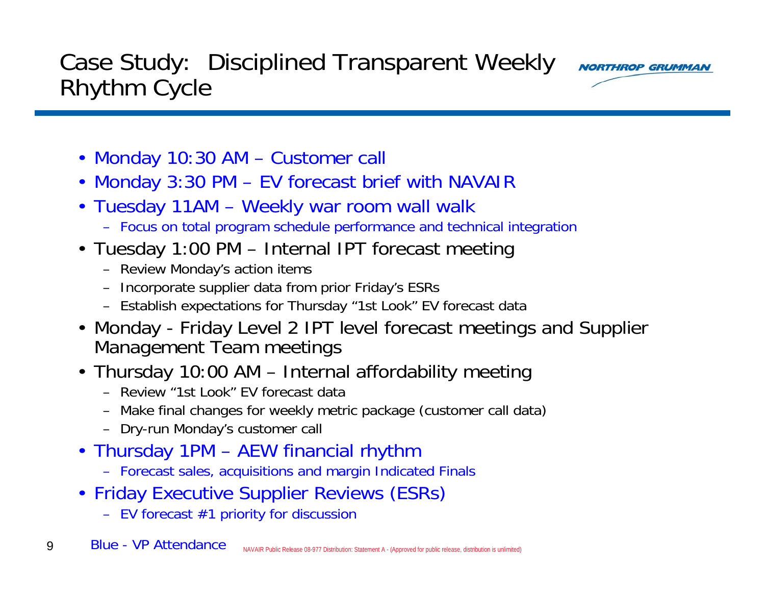# Case Study: Disciplined Transparent Weekly Rhythm Cycle

NORTHROP GRUMMAN

- Monday 10:30 AM – Customer call
- Monday 3:30 PM – EV forecast brief with NAVAIR
- Tuesday 11AM – Weekly war room wall walk
  - Focus on total program schedule performance and technical integration
- Tuesday 1:00 PM – Internal IPT forecast meeting
  - Review Monday's action items
  - Incorporate supplier data from prior Friday's ESRs
  - Establish expectations for Thursday "1st Look" EV forecast data
- Monday - Friday Level 2 IPT level forecast meetings and Supplier Management Team meetings
- Thursday 10:00 AM – Internal affordability meeting
  - Review "1st Look" EV forecast data
  - Make final changes for weekly metric package (customer call data)
  - Dry-run Monday's customer call
- Thursday 1PM – AEW financial rhythm
  - Forecast sales, acquisitions and margin Indicated Finals
- Friday Executive Supplier Reviews (ESRs)
  - EV forecast #1 priority for discussion

Blue - VP Attendance

NAVAIR Public Release 08-977 Distribution: Statement A - (Approved for public release, distribution is unlimited)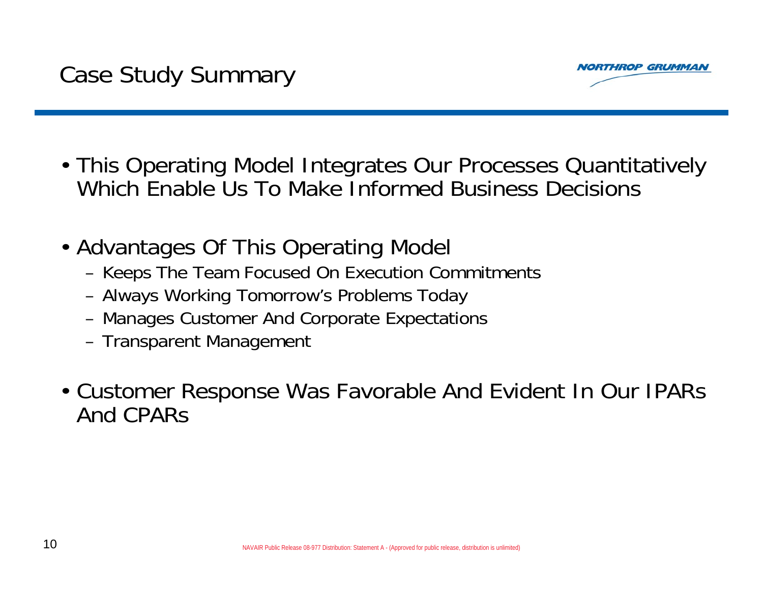# Case Study Summary

- This Operating Model Integrates Our Processes Quantitatively Which Enable Us To Make Informed Business Decisions
- Advantages Of This Operating Model
  - Keeps The Team Focused On Execution Commitments
  - Always Working Tomorrow's Problems Today
  - Manages Customer And Corporate Expectations
  - Transparent Management
- Customer Response Was Favorable And Evident In Our IPARs And CPARs

NAVAIR Public Release 08-977 Distribution: Statement A - (Approved for public release, distribution is unlimited)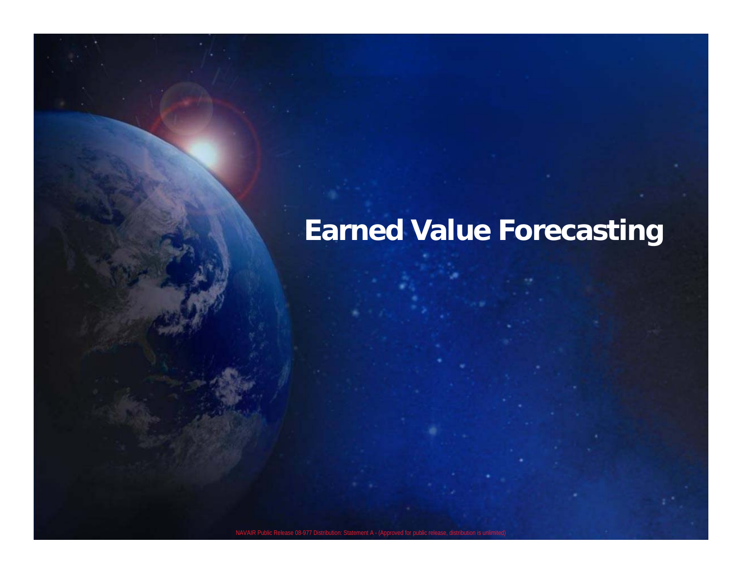# Earned Value Forecasting

NAVAIR Public Release 08-977 Distribution: Statement A - (Approved for public release, distribution is unlimited)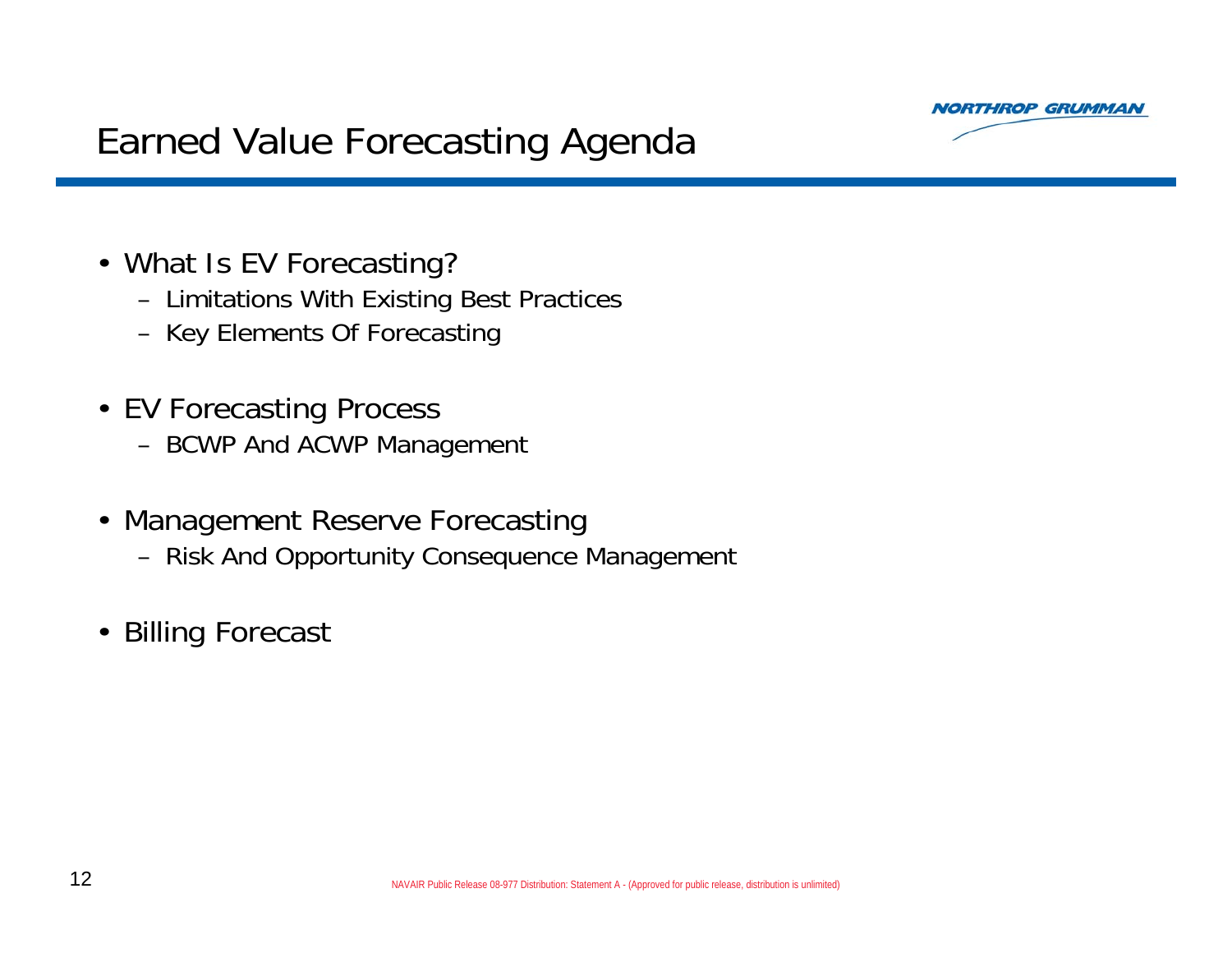# Earned Value Forecasting Agenda

- What Is EV Forecasting?
  - Limitations With Existing Best Practices
  - Key Elements Of Forecasting
- EV Forecasting Process
  - BCWP And ACWP Management
- Management Reserve Forecasting
  - Risk And Opportunity Consequence Management
- Billing Forecast

NAVAIR Public Release 08-977 Distribution: Statement A - (Approved for public release, distribution is unlimited)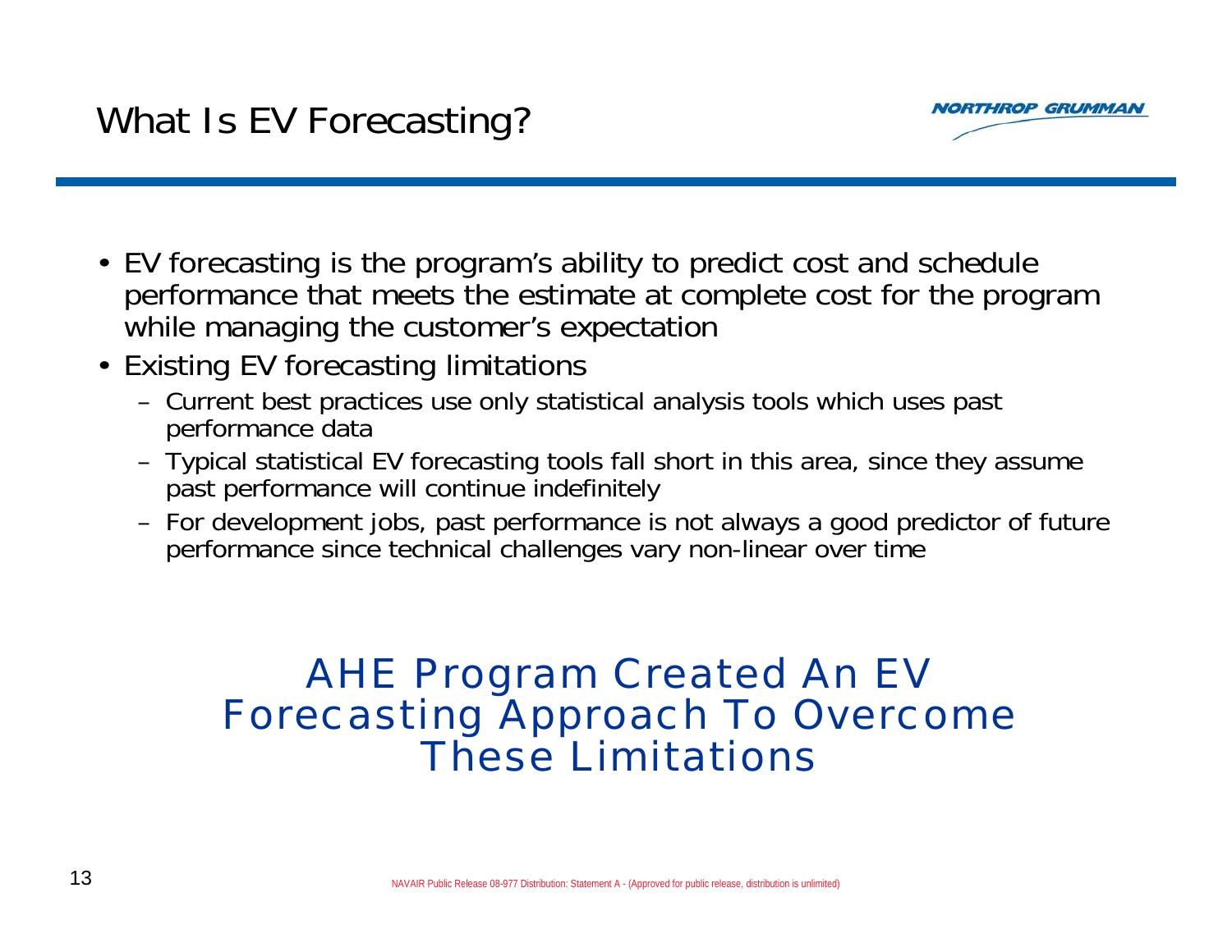# What Is EV Forecasting?

- EV forecasting is the program's ability to predict cost and schedule performance that meets the estimate at complete cost for the program while managing the customer's expectation
- Existing EV forecasting limitations
  - Current best practices use only statistical analysis tools which uses past performance data
  - Typical statistical EV forecasting tools fall short in this area, since they assume past performance will continue indefinitely
  - For development jobs, past performance is not always a good predictor of future performance since technical challenges vary non-linear over time

**AHE Program Created An EV Forecasting Approach To Overcome These Limitations**

NAVAIR Public Release 08-977 Distribution: Statement A - (Approved for public release, distribution is unlimited)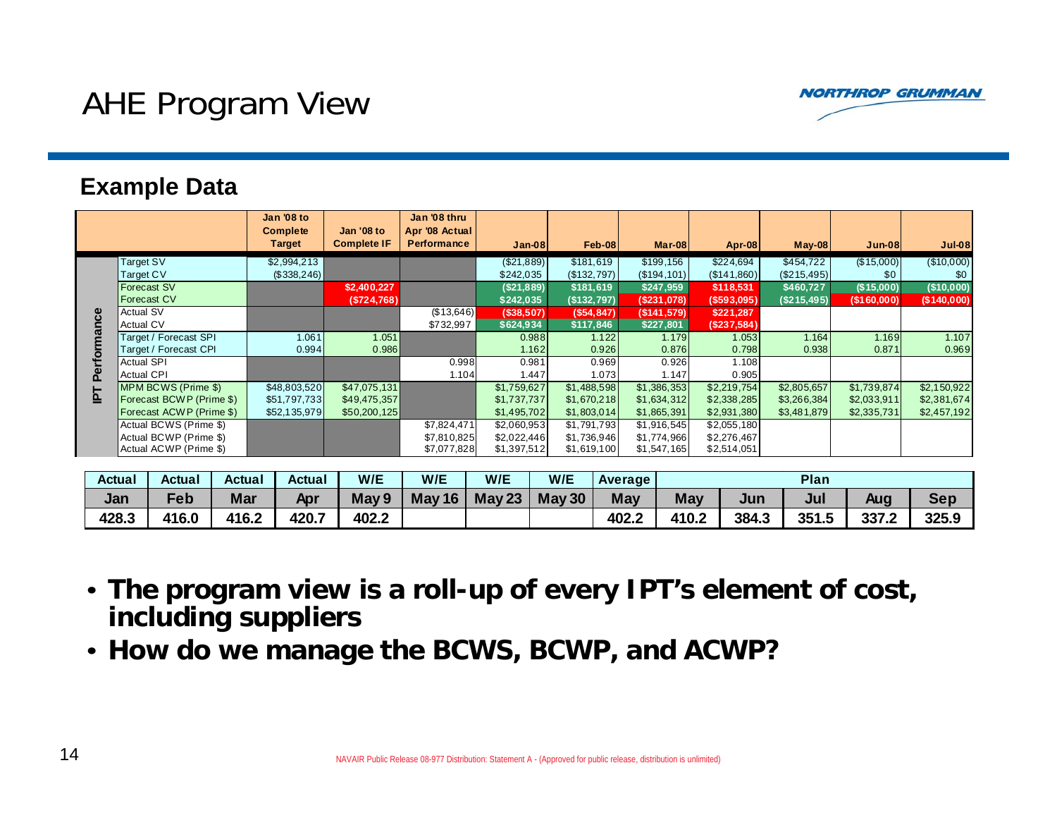# AHE Program View

## Example Data

| | | Jan '08 to Complete Target | Jan '08 to Complete IF | Jan '08 thru Apr '08 Actual Performance | Jan-08 | Feb-08 | Mar-08 | Apr-08 | May-08 | Jun-08 | Jul-08 |
|---|---|---|---|---|---|---|---|---|---|---|---|
| IPT Performance | Target SV | $2,994,213 | | | ($21,889) | $181,619 | $199,156 | $224,694 | $454,722 | ($15,000) | ($10,000) |
| | Target CV | ($338,246) | | | $242,035 | ($132,797) | ($194,101) | ($141,860) | ($215,495) | $0 | $0 |
| | Forecast SV | | $2,400,227 | | ($21,889) | $181,619 | $247,959 | $118,531 | $460,727 | ($15,000) | ($10,000) |
| | Forecast CV | | ($724,768) | | $242,035 | ($132,797) | ($231,078) | ($593,095) | ($215,495) | ($160,000) | ($140,000) |
| | Actual SV | | | ($13,646) | ($38,507) | ($54,847) | ($141,579) | $221,287 | | | |
| | Actual CV | | | $732,997 | $624,934 | $117,846 | $227,801 | ($237,584) | | | |
| | Target / Forecast SPI | 1.061 | 1.051 | | 0.988 | 1.122 | 1.179 | 1.053 | 1.164 | 1.169 | 1.107 |
| | Target / Forecast CPI | 0.994 | 0.986 | | 1.162 | 0.926 | 0.876 | 0.798 | 0.938 | 0.871 | 0.969 |
| | Actual SPI | | | 0.998 | 0.981 | 0.969 | 0.926 | 1.108 | | | |
| | Actual CPI | | | 1.104 | 1.447 | 1.073 | 1.147 | 0.905 | | | |
| | MPM BCWS (Prime $) | $48,803,520 | $47,075,131 | | $1,759,627 | $1,488,598 | $1,386,353 | $2,219,754 | $2,805,657 | $1,739,874 | $2,150,922 |
| | Forecast BCWP (Prime $) | $51,797,733 | $49,475,357 | | $1,737,737 | $1,670,218 | $1,634,312 | $2,338,285 | $3,266,384 | $2,033,911 | $2,381,674 |
| | Forecast ACWP (Prime $) | $52,135,979 | $50,200,125 | | $1,495,702 | $1,803,014 | $1,865,391 | $2,931,380 | $3,481,879 | $2,335,731 | $2,457,192 |
| | Actual BCWS (Prime $) | | | $7,824,471 | $2,060,953 | $1,791,793 | $1,916,545 | $2,055,180 | | | |
| | Actual BCWP (Prime $) | | | $7,810,825 | $2,022,446 | $1,736,946 | $1,774,966 | $2,276,467 | | | |
| | Actual ACWP (Prime $) | | | $7,077,828 | $1,397,512 | $1,619,100 | $1,547,165 | $2,514,051 | | | |

| Actual | Actual | Actual | Actual | W/E | W/E | W/E | W/E | Average | Plan | | | | |
|---|---|---|---|---|---|---|---|---|---|---|---|---|---|
| Jan | Feb | Mar | Apr | May 9 | May 16 | May 23 | May 30 | May | May | Jun | Jul | Aug | Sep |
| 428.3 | 416.0 | 416.2 | 420.7 | 402.2 | | | | 402.2 | 410.2 | 384.3 | 351.5 | 337.2 | 325.9 |

- **The program view is a roll-up of every IPT's element of cost, including suppliers**
- **How do we manage the BCWS, BCWP, and ACWP?**

NAVAIR Public Release 08-977 Distribution: Statement A - (Approved for public release, distribution is unlimited)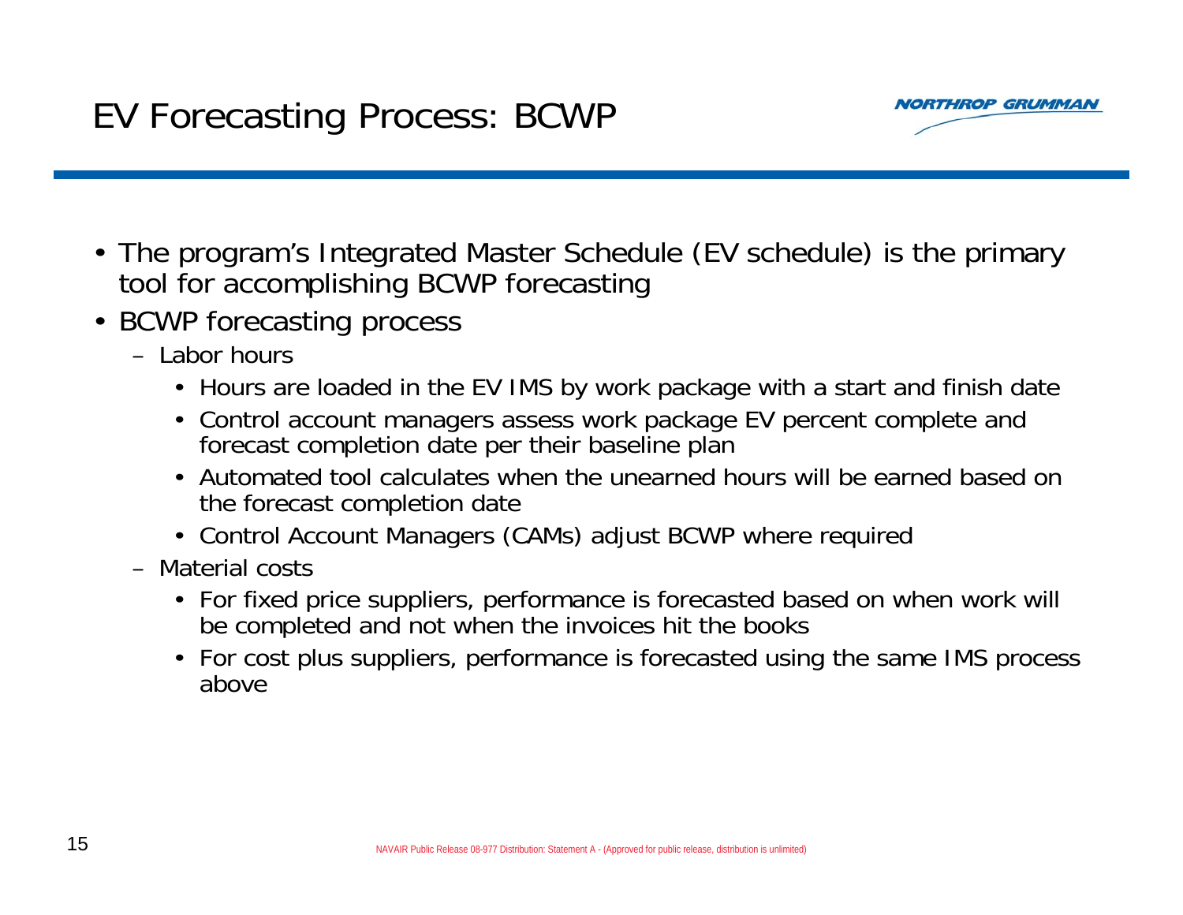# EV Forecasting Process: BCWP

- The program's Integrated Master Schedule (EV schedule) is the primary tool for accomplishing BCWP forecasting
- BCWP forecasting process
  - Labor hours
    - Hours are loaded in the EV IMS by work package with a start and finish date
    - Control account managers assess work package EV percent complete and forecast completion date per their baseline plan
    - Automated tool calculates when the unearned hours will be earned based on the forecast completion date
    - Control Account Managers (CAMs) adjust BCWP where required
  - Material costs
    - For fixed price suppliers, performance is forecasted based on when work will be completed and not when the invoices hit the books
    - For cost plus suppliers, performance is forecasted using the same IMS process above

NAVAIR Public Release 08-977 Distribution: Statement A - (Approved for public release, distribution is unlimited)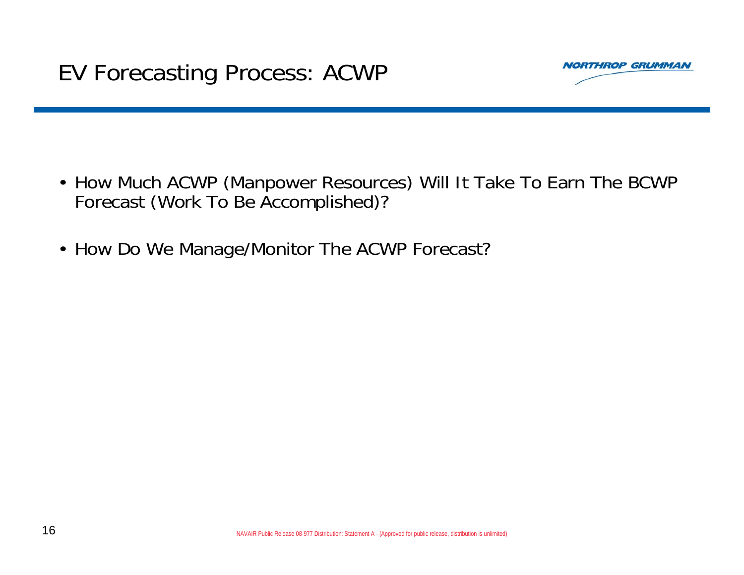# EV Forecasting Process: ACWP

- How Much ACWP (Manpower Resources) Will It Take To Earn The BCWP Forecast (Work To Be Accomplished)?
- How Do We Manage/Monitor The ACWP Forecast?

NAVAIR Public Release 08-977 Distribution: Statement A - (Approved for public release, distribution is unlimited)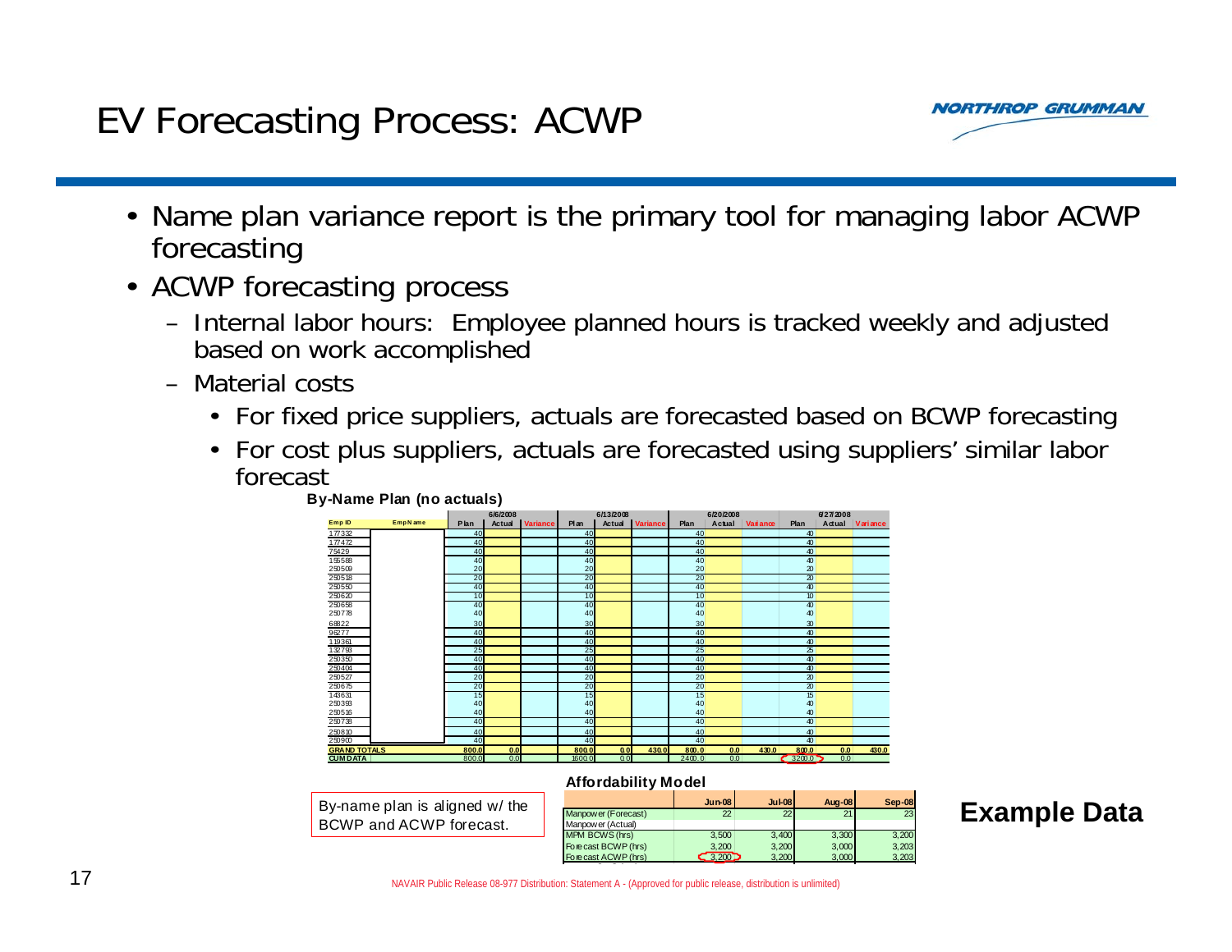# EV Forecasting Process: ACWP

- Name plan variance report is the primary tool for managing labor ACWP forecasting
- ACWP forecasting process
  - Internal labor hours: Employee planned hours is tracked weekly and adjusted based on work accomplished
  - Material costs
    - For fixed price suppliers, actuals are forecasted based on BCWP forecasting
    - For cost plus suppliers, actuals are forecasted using suppliers' similar labor forecast

**By-Name Plan (no actuals)**

| | | 6/6/2008 | | | 6/13/2008 | | | 6/20/2008 | | | 6/27/2008 | | |
|---|---|---|---|---|---|---|---|---|---|---|---|---|---|
| **Emp ID** | **EmpName** | **Plan** | **Actual** | **Variance** | **Plan** | **Actual** | **Variance** | **Plan** | **Actual** | **Variance** | **Plan** | **Actual** | **Variance** |
| 177332 | | 40 | | | 40 | | | 40 | | | 40 | | |
| 177472 | | 40 | | | 40 | | | 40 | | | 40 | | |
| 75429 | | 40 | | | 40 | | | 40 | | | 40 | | |
| 155588 | | 40 | | | 40 | | | 40 | | | 40 | | |
| 250509 | | 20 | | | 20 | | | 20 | | | 20 | | |
| 250518 | | 20 | | | 20 | | | 20 | | | 20 | | |
| 250550 | | 40 | | | 40 | | | 40 | | | 40 | | |
| 250620 | | 10 | | | 10 | | | 10 | | | 10 | | |
| 250658 | | 40 | | | 40 | | | 40 | | | 40 | | |
| 250778 | | 40 | | | 40 | | | 40 | | | 40 | | |
| 68822 | | 30 | | | 30 | | | 30 | | | 30 | | |
| 96277 | | 40 | | | 40 | | | 40 | | | 40 | | |
| 119361 | | 40 | | | 40 | | | 40 | | | 40 | | |
| 132793 | | 25 | | | 25 | | | 25 | | | 25 | | |
| 250350 | | 40 | | | 40 | | | 40 | | | 40 | | |
| 250404 | | 40 | | | 40 | | | 40 | | | 40 | | |
| 250527 | | 20 | | | 20 | | | 20 | | | 20 | | |
| 250675 | | 20 | | | 20 | | | 20 | | | 20 | | |
| 143631 | | 15 | | | 15 | | | 15 | | | 15 | | |
| 250393 | | 40 | | | 40 | | | 40 | | | 40 | | |
| 250516 | | 40 | | | 40 | | | 40 | | | 40 | | |
| 250738 | | 40 | | | 40 | | | 40 | | | 40 | | |
| 250810 | | 40 | | | 40 | | | 40 | | | 40 | | |
| 250900 | | 40 | | | 40 | | | 40 | | | 40 | | |
| **GRAND TOTALS** | | 800.0 | 0.0 | | 800.0 | 0.0 | 430.0 | 800.0 | 0.0 | 430.0 | 800.0 | 0.0 | 430.0 |
| **CUM DATA** | | 800.0 | 0.0 | | 1600.0 | 0.0 | | 2400.0 | 0.0 | | 3200.0 | 0.0 | |

By-name plan is aligned w/ the BCWP and ACWP forecast.

**Affordability Model**

| | Jun-08 | Jul-08 | Aug-08 | Sep-08 |
|---|---|---|---|---|
| Manpower (Forecast) | 22 | 22 | 21 | 23 |
| Manpower (Actual) | | | | |
| MPM BCWS (hrs) | 3,500 | 3,400 | 3,300 | 3,200 |
| Forecast BCWP (hrs) | 3,200 | 3,200 | 3,000 | 3,203 |
| Forecast ACWP (hrs) | 3,200 | 3,200 | 3,000 | 3,203 |

**Example Data**

NAVAIR Public Release 08-977 Distribution: Statement A - (Approved for public release, distribution is unlimited)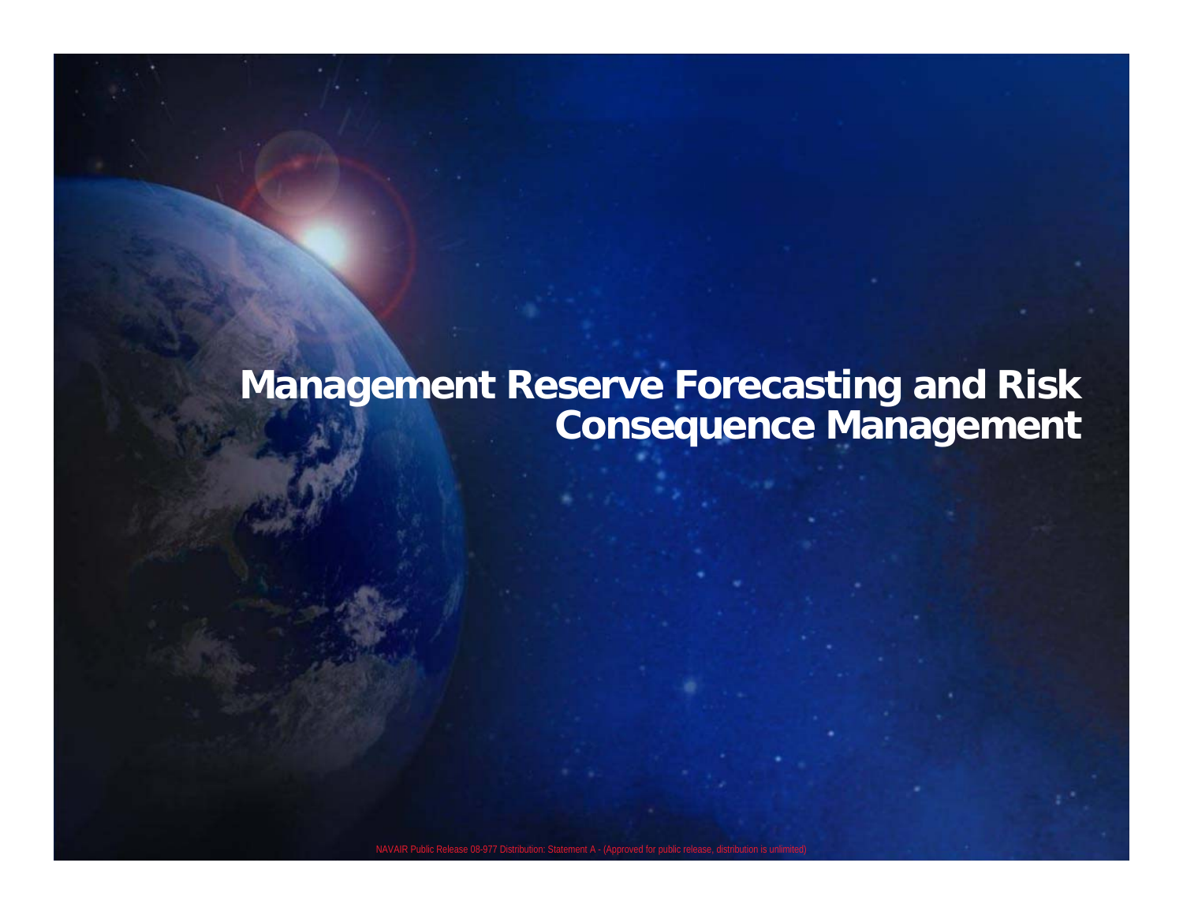# Management Reserve Forecasting and Risk Consequence Management

NAVAIR Public Release 08-977 Distribution: Statement A - (Approved for public release, distribution is unlimited)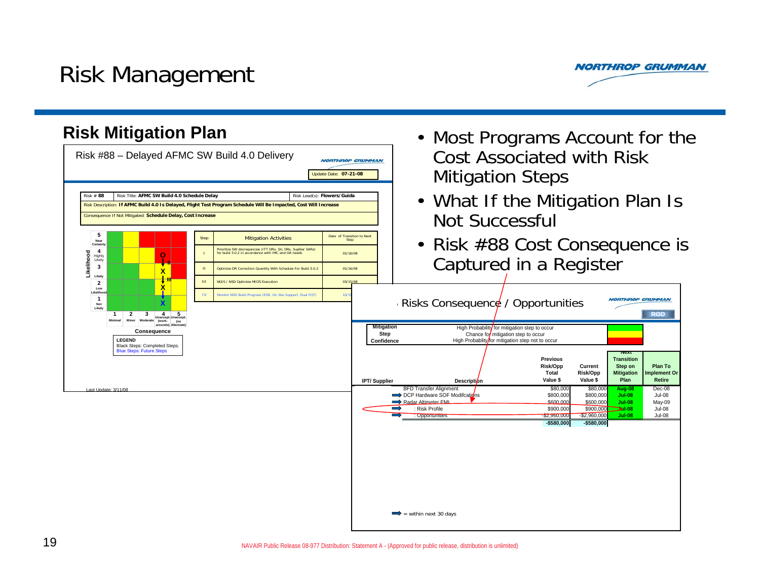# Risk Management

## Risk Mitigation Plan

### Risk #88 – Delayed AFMC SW Build 4.0 Delivery

Update Date: 07-21-08

| | | |
|---|---|---|
| Risk # 88 | Risk Title: AFMC SW Build 4.0 Schedule Delay | Risk Lead(s): Flowers/Guida |

Risk Description: If AFMC Build 4.0 Is Delayed, Flight Test Program Schedule Will Be Impacted, Cost Will Increase

Consequence If Not Mitigated: Schedule Delay, Cost Increase

Likelihood: 5 Near Certainty; 4 Highly Likely; 3 Likely; 2 Low Likelihood; 1 Not Likely

Consequence: 1 Minimal; 2 Minor; 3 Moderate; 4 Unaccept. (work-arounds); 5 Unaccept. (no Alternate)

O, X, X, X, I, II, III

LEGEND
Black Steps: Completed Steps.
Blue Steps: Future Steps

| Step | Mitigation Activities | Date of Transition to Next Step |
|---|---|---|
| I | Prioritize SW discrepancies (ITT DRs, SIL DRs, Supplier SARs) for build 3.0.2 in accordance with IMC and OA needs | 01/16/08 |
| II | Optimize DR Correction Quantity With Schedule For Build 3.0.2 | 01/16/08 |
| III | NGIS / NSD Optimize MIDS Execution | 03/15/08 |
| IV | Monitor NSD Build Progress (ESR, On Site Support, Dual FQT) | 10/3 |

Last Update: 3/11/08

- Most Programs Account for the Cost Associated with Risk Mitigation Steps
- What If the Mitigation Plan Is Not Successful
- Risk #88 Cost Consequence is Captured in a Register

### Risks Consequence / Opportunities

ROD

Mitigation Step Confidence:
- High Probability for mitigation step to occur
- Chance for mitigation step to occur
- High Probablity for mitigation step not to occur

| IPT/ Supplier | Description | Previous Risk/Opp Total Value $ | Current Risk/Opp Value $ | Next Transition Step on Mitigation Plan | Plan To Implement Or Retire |
|---|---|---|---|---|---|
| | BFD Transfer Alignment | $80,000 | $80,000 | Aug-08 | Dec-08 |
| ➡ | DCP Hardware SOF Modifcations | $800,000 | $800,000 | Jul-08 | Jul-08 |
| ➡ | Radar Altimeter EMI | $600,000 | $600,000 | Jul-08 | May-09 |
| ➡ | : Risk Profile | $900,000 | $900,000 | Jul-08 | Jul-08 |
| ➡ | : Opportunities | -$2,960,000 | -$2,960,000 | Jul-08 | Jul-08 |
| | | -$580,000 | -$580,000 | | |

➡ = within next 30 days

NAVAIR Public Release 08-977 Distribution: Statement A - (Approved for public release, distribution is unlimited)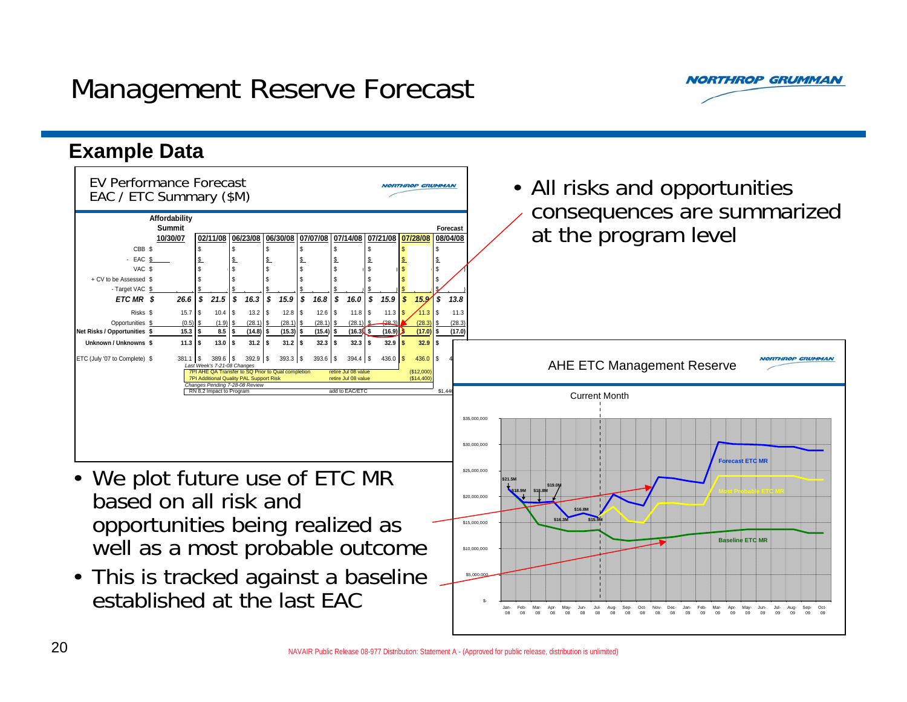# Management Reserve Forecast

## Example Data

EV Performance Forecast
EAC / ETC Summary ($M)

| | Affordability Summit 10/30/07 | 02/11/08 | 06/23/08 | 06/30/08 | 07/07/08 | 07/14/08 | 07/21/08 | 07/28/08 | Forecast 08/04/08 |
|---|---|---|---|---|---|---|---|---|---|
| CBB | $ | $ | $ | $ | $ | $ | $ | $ | $ |
| - EAC | $ | $ | $ | $ | $ | $ | $ | $ | $ |
| VAC | $ | $ | $ | $ | $ | $ | $ | $ | $ |
| + CV to be Assessed | $ | $ | $ | $ | $ | $ | $ | $ | $ |
| - Target VAC | $ | $ | $ | $ | $ | $ | $ | $ | $ |
| ***ETC MR*** | ***$ 26.6*** | ***$ 21.5*** | ***$ 16.3*** | ***$ 15.9*** | ***$ 16.8*** | ***$ 16.0*** | ***$ 15.9*** | ***$ 15.9*** | ***$ 13.8*** |
| Risks | $ 15.7 | $ 10.4 | $ 13.2 | $ 12.8 | $ 12.6 | $ 11.8 | $ 11.3 | $ 11.3 | $ 11.3 |
| Opportunities | $ (0.5) | $ (1.9) | $ (28.1) | $ (28.1) | $ (28.1) | $ (28.1) | $ (28.3) | $ (28.3) | $ (28.3) |
| **Net Risks / Opportunities** | **$ 15.3** | **$ 8.5** | **$ (14.8)** | **$ (15.3)** | **$ (15.4)** | **$ (16.3)** | **$ (16.9)** | **$ (17.0)** | **$ (17.0)** |
| **Unknown / Unknowns** | **$ 11.3** | **$ 13.0** | **$ 31.2** | **$ 31.2** | **$ 32.3** | **$ 32.3** | **$ 32.9** | **$ 32.9** | **$** |
| ETC (July '07 to Complete) | $ 381.1 | $ 389.6 | $ 392.9 | $ 393.3 | $ 393.6 | $ 394.4 | $ 436.0 | $ 436.0 | $ 4 |

*Last Week's 7-21-08 Changes*

| | | | |
|---|---|---|---|
| 7PI AHE QA Transfer to SQ Prior to Qual completion | retire Jul 08 value | | ($12,000) |
| 7PI Additional Quality PAL Support Risk | retire Jul 08 value | | ($14,400) |

*Changes Pending 7-28-08 Review*

| | | |
|---|---|---|
| RN 8.2 Impact to Program | add to EAC/ETC | $1,44 |

- All risks and opportunities consequences are summarized at the program level

AHE ETC Management Reserve

Current Month

$35,000,000
$30,000,000
$25,000,000
$20,000,000
$15,000,000
$10,000,000
$5,000,000
$-

Jan-08 Feb-08 Mar-08 Apr-08 May-08 Jun-08 Jul-08 Aug-08 Sep-08 Oct-08 Nov-08 Dec-08 Jan-09 Feb-09 Mar-09 Apr-09 May-09 Jun-09 Jul-09 Aug-09 Sep-09 Oct-09

$21.5M
$18.9M
$18.8M
$19.0M
$16.8M
$16.3M
$15.9M

Forecast ETC MR
Most Probable ETC MR
Baseline ETC MR

- We plot future use of ETC MR based on all risk and opportunities being realized as well as a most probable outcome
- This is tracked against a baseline established at the last EAC

NAVAIR Public Release 08-977 Distribution: Statement A - (Approved for public release, distribution is unlimited)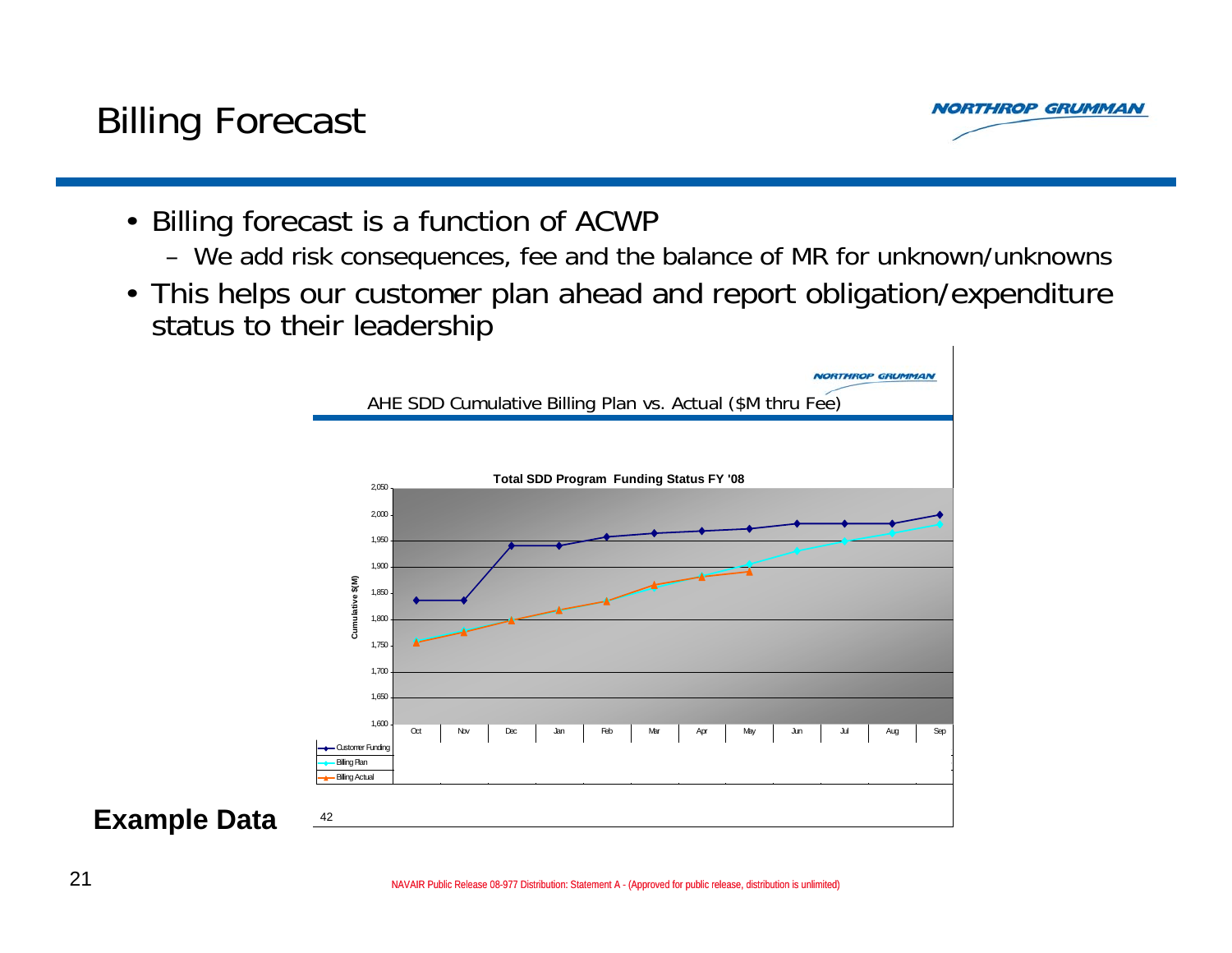# Billing Forecast

- Billing forecast is a function of ACWP
  - We add risk consequences, fee and the balance of MR for unknown/unknowns
- This helps our customer plan ahead and report obligation/expenditure status to their leadership

NORTHROP GRUMMAN

AHE SDD Cumulative Billing Plan vs. Actual ($M thru Fee)

Total SDD Program Funding Status FY '08

Cumulative $(M)

2,050
2,000
1,950
1,900
1,850
1,800
1,750
1,700
1,650
1,600

Oct Nov Dec Jan Feb Mar Apr May Jun Jul Aug Sep

Customer Funding
Billing Plan
Billing Actual

42

**Example Data**

NAVAIR Public Release 08-977 Distribution: Statement A - (Approved for public release, distribution is unlimited)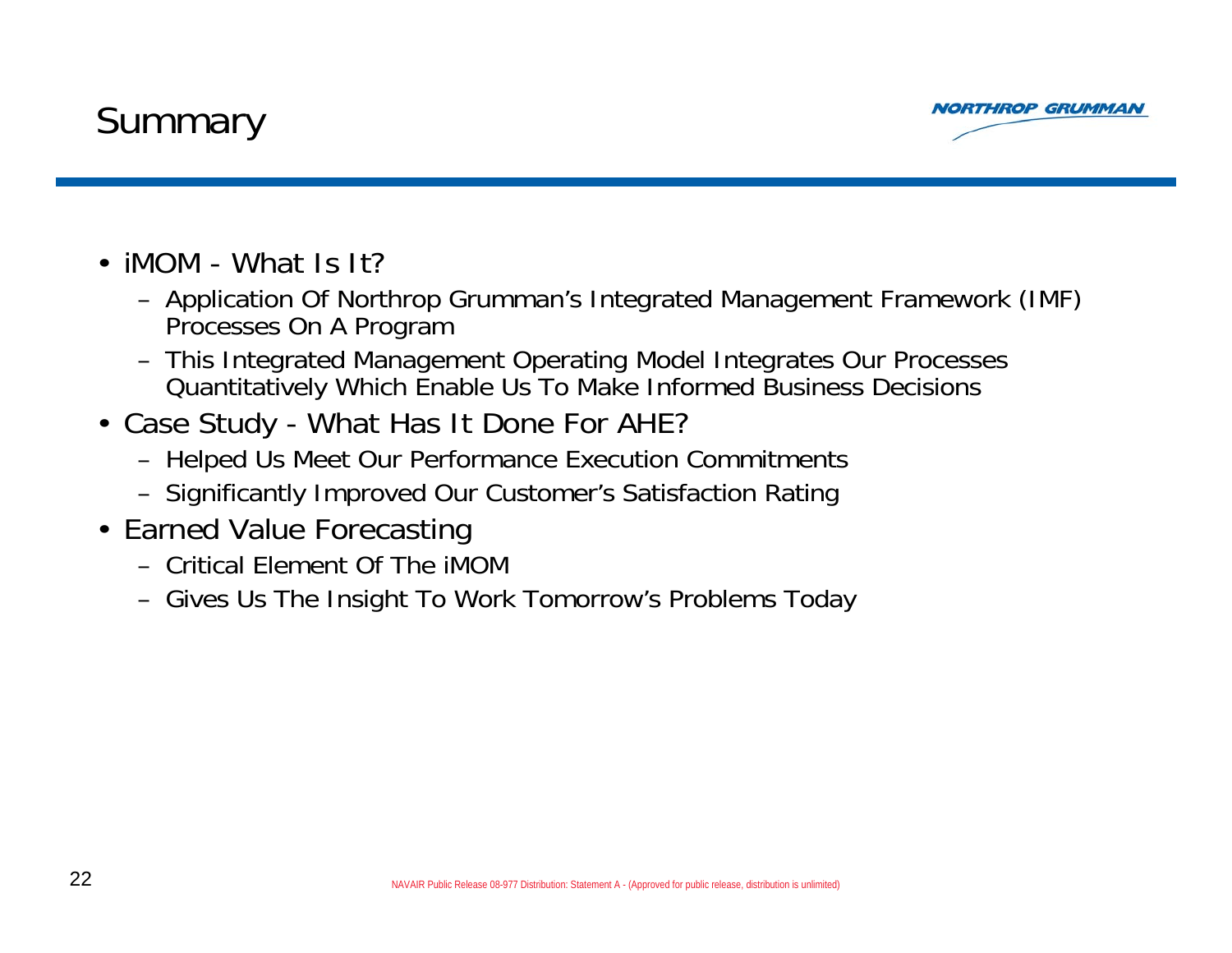# Summary

- iMOM - What Is It?
  - Application Of Northrop Grumman's Integrated Management Framework (IMF) Processes On A Program
  - This Integrated Management Operating Model Integrates Our Processes Quantitatively Which Enable Us To Make Informed Business Decisions
- Case Study - What Has It Done For AHE?
  - Helped Us Meet Our Performance Execution Commitments
  - Significantly Improved Our Customer's Satisfaction Rating
- Earned Value Forecasting
  - Critical Element Of The iMOM
  - Gives Us The Insight To Work Tomorrow's Problems Today

NAVAIR Public Release 08-977 Distribution: Statement A - (Approved for public release, distribution is unlimited)